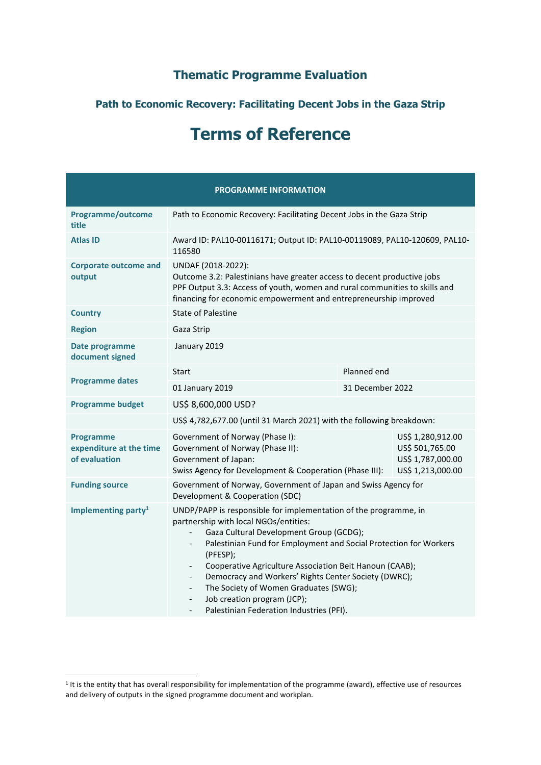# Thematic Programme Evaluation

## Path to Economic Recovery: Facilitating Decent Jobs in the Gaza Strip

# Terms of Reference

| PROGRAMME INFORMATION | | | |
|---|---|---|---|
| **Programme/outcome title** | Path to Economic Recovery: Facilitating Decent Jobs in the Gaza Strip | | |
| **Atlas ID** | Award ID: PAL10-00116171; Output ID: PAL10-00119089, PAL10-120609, PAL10-116580 | | |
| **Corporate outcome and output** | UNDAF (2018-2022):<br>Outcome 3.2: Palestinians have greater access to decent productive jobs<br>PPF Output 3.3: Access of youth, women and rural communities to skills and financing for economic empowerment and entrepreneurship improved | | |
| **Country** | State of Palestine | | |
| **Region** | Gaza Strip | | |
| **Date programme document signed** | January 2019 | | |
| **Programme dates** | Start | Planned end | |
| | 01 January 2019 | 31 December 2022 | |
| **Programme budget** | US$ 8,600,000 USD? | | |
| | US$ 4,782,677.00 (until 31 March 2021) with the following breakdown: | | |
| **Programme expenditure at the time of evaluation** | Government of Norway (Phase I):<br>Government of Norway (Phase II):<br>Government of Japan:<br>Swiss Agency for Development & Cooperation (Phase III): | | US$ 1,280,912.00<br>US$ 501,765.00<br>US$ 1,787,000.00<br>US$ 1,213,000.00 |
| **Funding source** | Government of Norway, Government of Japan and Swiss Agency for Development & Cooperation (SDC) | | |
| **Implementing party**[1] | UNDP/PAPP is responsible for implementation of the programme, in partnership with local NGOs/entities:<br>- Gaza Cultural Development Group (GCDG);<br>- Palestinian Fund for Employment and Social Protection for Workers (PFESP);<br>- Cooperative Agriculture Association Beit Hanoun (CAAB);<br>- Democracy and Workers' Rights Center Society (DWRC);<br>- The Society of Women Graduates (SWG);<br>- Job creation program (JCP);<br>- Palestinian Federation Industries (PFI). | | |

[1] It is the entity that has overall responsibility for implementation of the programme (award), effective use of resources and delivery of outputs in the signed programme document and workplan.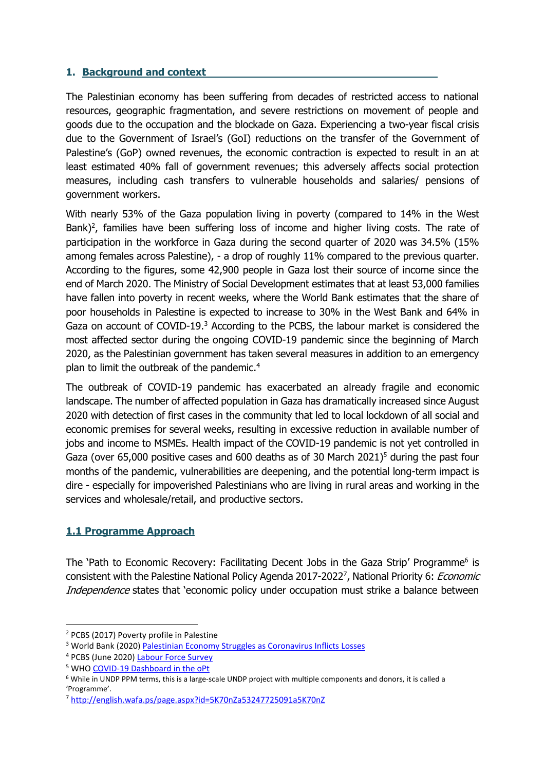## 1. Background and context

The Palestinian economy has been suffering from decades of restricted access to national resources, geographic fragmentation, and severe restrictions on movement of people and goods due to the occupation and the blockade on Gaza. Experiencing a two-year fiscal crisis due to the Government of Israel's (GoI) reductions on the transfer of the Government of Palestine's (GoP) owned revenues, the economic contraction is expected to result in an at least estimated 40% fall of government revenues; this adversely affects social protection measures, including cash transfers to vulnerable households and salaries/ pensions of government workers.

With nearly 53% of the Gaza population living in poverty (compared to 14% in the West Bank)[2], families have been suffering loss of income and higher living costs. The rate of participation in the workforce in Gaza during the second quarter of 2020 was 34.5% (15% among females across Palestine), - a drop of roughly 11% compared to the previous quarter. According to the figures, some 42,900 people in Gaza lost their source of income since the end of March 2020. The Ministry of Social Development estimates that at least 53,000 families have fallen into poverty in recent weeks, where the World Bank estimates that the share of poor households in Palestine is expected to increase to 30% in the West Bank and 64% in Gaza on account of COVID-19.[3] According to the PCBS, the labour market is considered the most affected sector during the ongoing COVID-19 pandemic since the beginning of March 2020, as the Palestinian government has taken several measures in addition to an emergency plan to limit the outbreak of the pandemic.[4]

The outbreak of COVID-19 pandemic has exacerbated an already fragile and economic landscape. The number of affected population in Gaza has dramatically increased since August 2020 with detection of first cases in the community that led to local lockdown of all social and economic premises for several weeks, resulting in excessive reduction in available number of jobs and income to MSMEs. Health impact of the COVID-19 pandemic is not yet controlled in Gaza (over 65,000 positive cases and 600 deaths as of 30 March 2021)[5] during the past four months of the pandemic, vulnerabilities are deepening, and the potential long-term impact is dire - especially for impoverished Palestinians who are living in rural areas and working in the services and wholesale/retail, and productive sectors.

### 1.1 Programme Approach

The 'Path to Economic Recovery: Facilitating Decent Jobs in the Gaza Strip' Programme[6] is consistent with the Palestine National Policy Agenda 2017-2022[7], National Priority 6: *Economic Independence* states that 'economic policy under occupation must strike a balance between

---

[2] PCBS (2017) Poverty profile in Palestine

[3] World Bank (2020) Palestinian Economy Struggles as Coronavirus Inflicts Losses

[4] PCBS (June 2020) Labour Force Survey

[5] WHO COVID-19 Dashboard in the oPt

[6] While in UNDP PPM terms, this is a large-scale UNDP project with multiple components and donors, it is called a 'Programme'.

[7] http://english.wafa.ps/page.aspx?id=5K70nZa53247725091a5K70nZ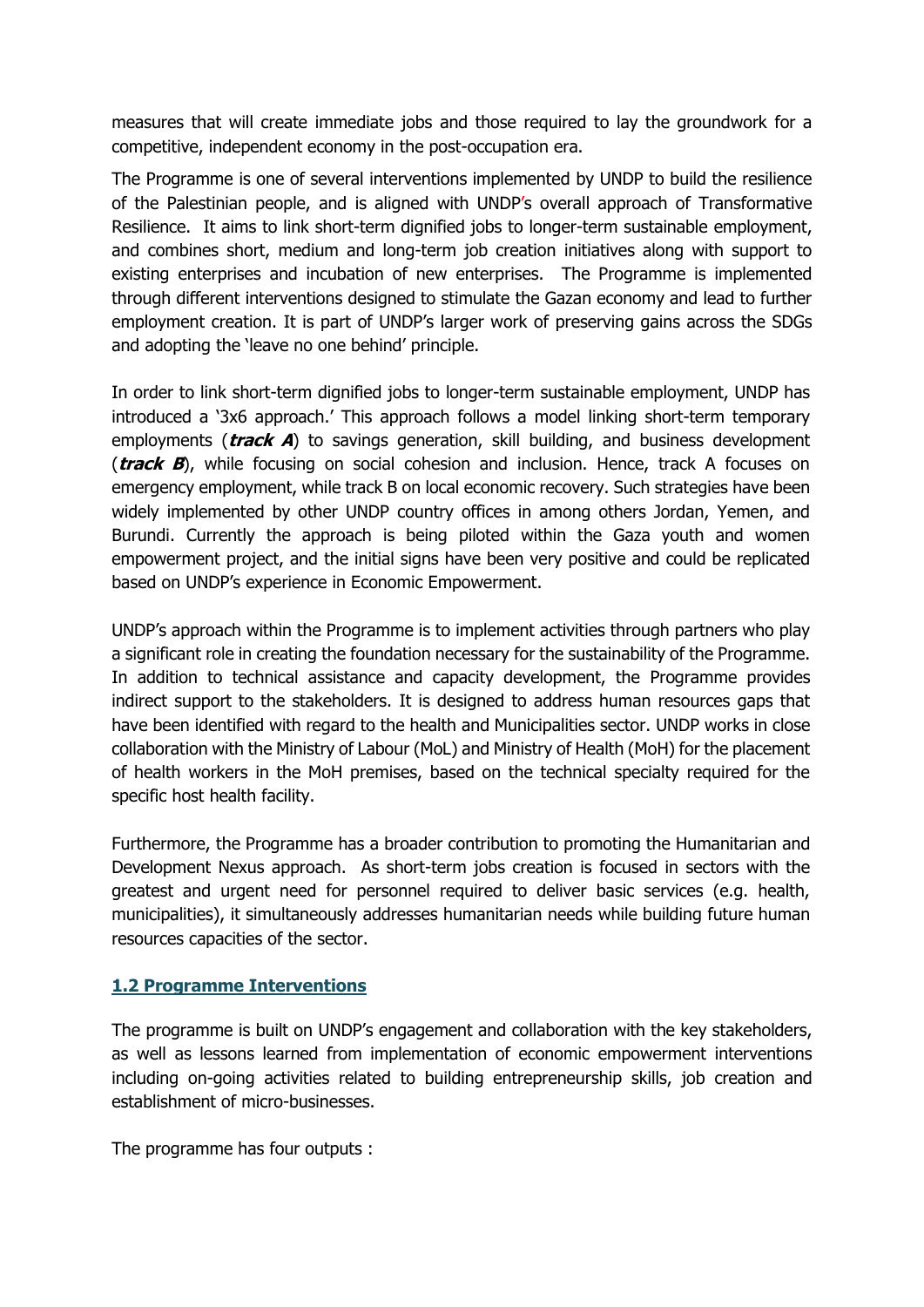measures that will create immediate jobs and those required to lay the groundwork for a competitive, independent economy in the post-occupation era.

The Programme is one of several interventions implemented by UNDP to build the resilience of the Palestinian people, and is aligned with UNDP's overall approach of Transformative Resilience. It aims to link short-term dignified jobs to longer-term sustainable employment, and combines short, medium and long-term job creation initiatives along with support to existing enterprises and incubation of new enterprises. The Programme is implemented through different interventions designed to stimulate the Gazan economy and lead to further employment creation. It is part of UNDP's larger work of preserving gains across the SDGs and adopting the 'leave no one behind' principle.

In order to link short-term dignified jobs to longer-term sustainable employment, UNDP has introduced a '3x6 approach.' This approach follows a model linking short-term temporary employments (***track A***) to savings generation, skill building, and business development (***track B***), while focusing on social cohesion and inclusion. Hence, track A focuses on emergency employment, while track B on local economic recovery. Such strategies have been widely implemented by other UNDP country offices in among others Jordan, Yemen, and Burundi. Currently the approach is being piloted within the Gaza youth and women empowerment project, and the initial signs have been very positive and could be replicated based on UNDP's experience in Economic Empowerment.

UNDP's approach within the Programme is to implement activities through partners who play a significant role in creating the foundation necessary for the sustainability of the Programme. In addition to technical assistance and capacity development, the Programme provides indirect support to the stakeholders. It is designed to address human resources gaps that have been identified with regard to the health and Municipalities sector. UNDP works in close collaboration with the Ministry of Labour (MoL) and Ministry of Health (MoH) for the placement of health workers in the MoH premises, based on the technical specialty required for the specific host health facility.

Furthermore, the Programme has a broader contribution to promoting the Humanitarian and Development Nexus approach. As short-term jobs creation is focused in sectors with the greatest and urgent need for personnel required to deliver basic services (e.g. health, municipalities), it simultaneously addresses humanitarian needs while building future human resources capacities of the sector.

## 1.2 Programme Interventions

The programme is built on UNDP's engagement and collaboration with the key stakeholders, as well as lessons learned from implementation of economic empowerment interventions including on-going activities related to building entrepreneurship skills, job creation and establishment of micro-businesses.

The programme has four outputs :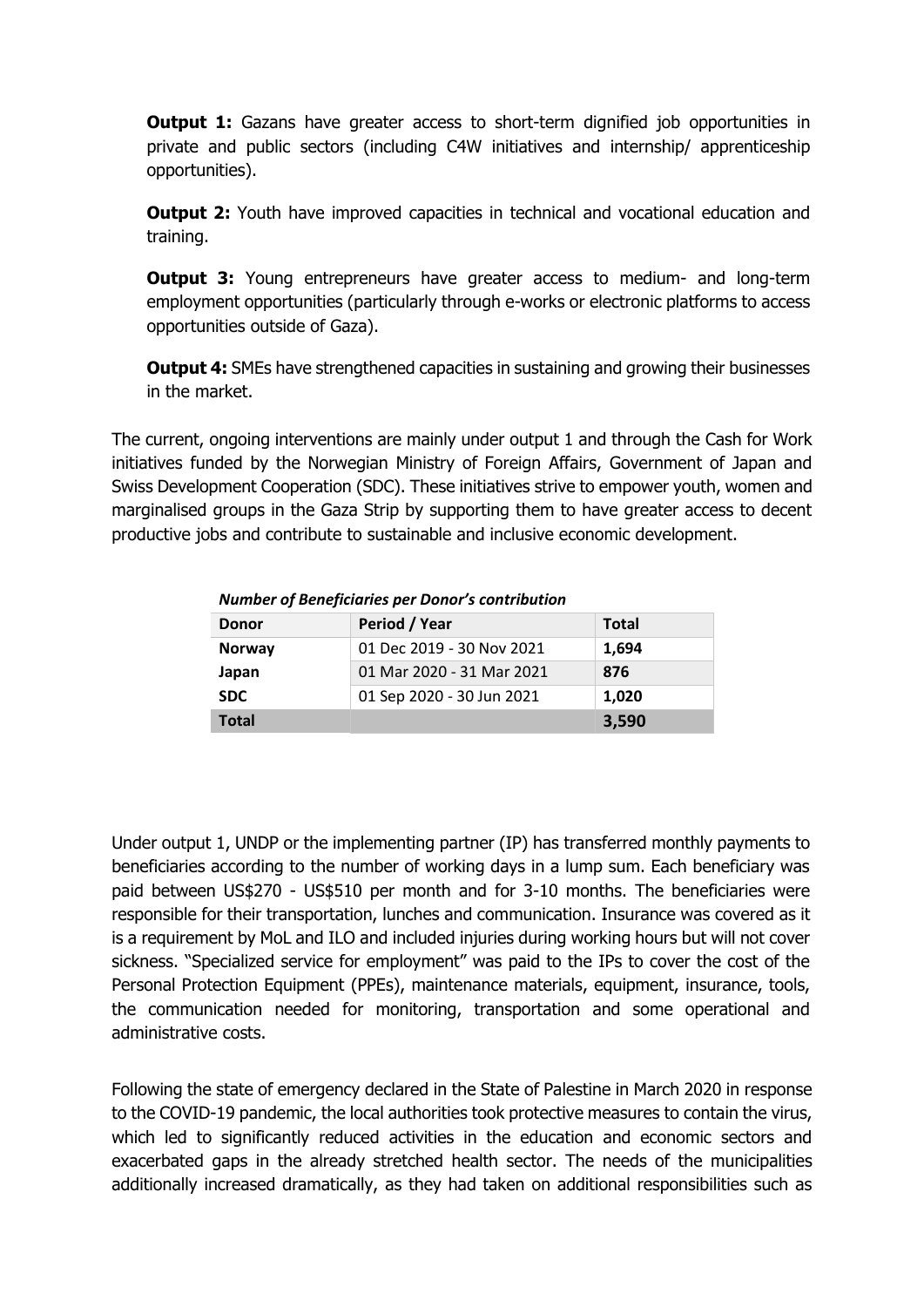**Output 1:** Gazans have greater access to short-term dignified job opportunities in private and public sectors (including C4W initiatives and internship/ apprenticeship opportunities).

**Output 2:** Youth have improved capacities in technical and vocational education and training.

**Output 3:** Young entrepreneurs have greater access to medium- and long-term employment opportunities (particularly through e-works or electronic platforms to access opportunities outside of Gaza).

**Output 4:** SMEs have strengthened capacities in sustaining and growing their businesses in the market.

The current, ongoing interventions are mainly under output 1 and through the Cash for Work initiatives funded by the Norwegian Ministry of Foreign Affairs, Government of Japan and Swiss Development Cooperation (SDC). These initiatives strive to empower youth, women and marginalised groups in the Gaza Strip by supporting them to have greater access to decent productive jobs and contribute to sustainable and inclusive economic development.

***Number of Beneficiaries per Donor's contribution***

| Donor | Period / Year | Total |
|---|---|---|
| **Norway** | 01 Dec 2019 - 30 Nov 2021 | **1,694** |
| **Japan** | 01 Mar 2020 - 31 Mar 2021 | **876** |
| **SDC** | 01 Sep 2020 - 30 Jun 2021 | **1,020** |
| **Total** | | **3,590** |

Under output 1, UNDP or the implementing partner (IP) has transferred monthly payments to beneficiaries according to the number of working days in a lump sum. Each beneficiary was paid between US$270 - US$510 per month and for 3-10 months. The beneficiaries were responsible for their transportation, lunches and communication. Insurance was covered as it is a requirement by MoL and ILO and included injuries during working hours but will not cover sickness. "Specialized service for employment" was paid to the IPs to cover the cost of the Personal Protection Equipment (PPEs), maintenance materials, equipment, insurance, tools, the communication needed for monitoring, transportation and some operational and administrative costs.

Following the state of emergency declared in the State of Palestine in March 2020 in response to the COVID-19 pandemic, the local authorities took protective measures to contain the virus, which led to significantly reduced activities in the education and economic sectors and exacerbated gaps in the already stretched health sector. The needs of the municipalities additionally increased dramatically, as they had taken on additional responsibilities such as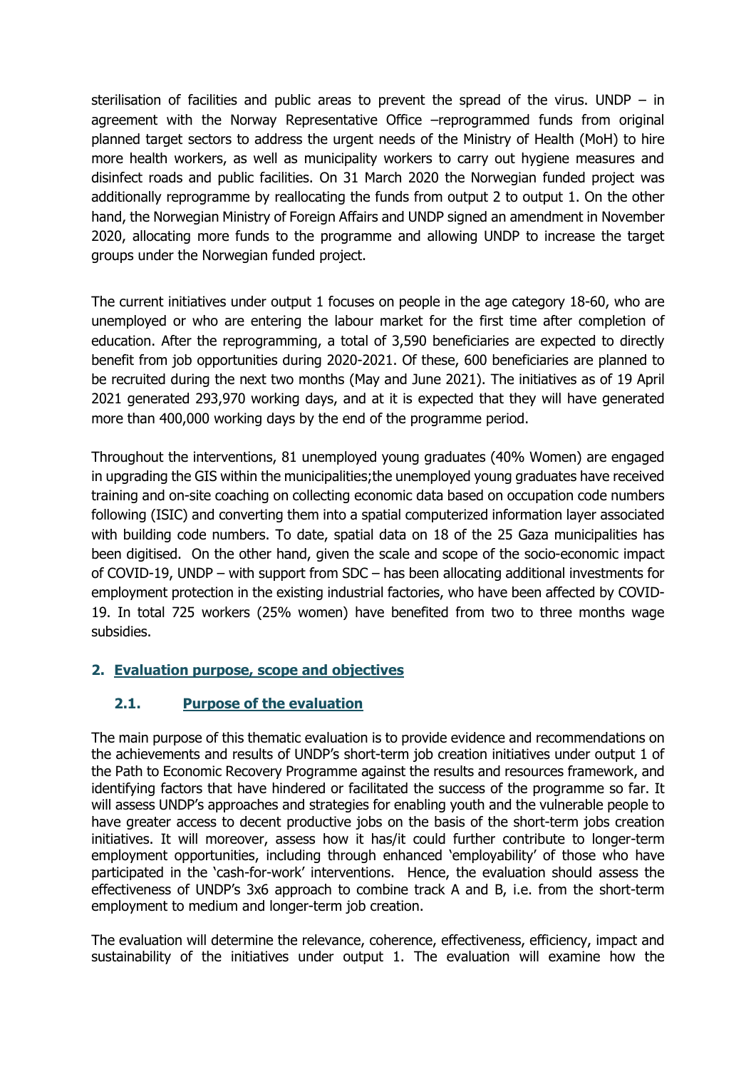sterilisation of facilities and public areas to prevent the spread of the virus. UNDP – in agreement with the Norway Representative Office –reprogrammed funds from original planned target sectors to address the urgent needs of the Ministry of Health (MoH) to hire more health workers, as well as municipality workers to carry out hygiene measures and disinfect roads and public facilities. On 31 March 2020 the Norwegian funded project was additionally reprogramme by reallocating the funds from output 2 to output 1. On the other hand, the Norwegian Ministry of Foreign Affairs and UNDP signed an amendment in November 2020, allocating more funds to the programme and allowing UNDP to increase the target groups under the Norwegian funded project.

The current initiatives under output 1 focuses on people in the age category 18-60, who are unemployed or who are entering the labour market for the first time after completion of education. After the reprogramming, a total of 3,590 beneficiaries are expected to directly benefit from job opportunities during 2020-2021. Of these, 600 beneficiaries are planned to be recruited during the next two months (May and June 2021). The initiatives as of 19 April 2021 generated 293,970 working days, and at it is expected that they will have generated more than 400,000 working days by the end of the programme period.

Throughout the interventions, 81 unemployed young graduates (40% Women) are engaged in upgrading the GIS within the municipalities;the unemployed young graduates have received training and on-site coaching on collecting economic data based on occupation code numbers following (ISIC) and converting them into a spatial computerized information layer associated with building code numbers. To date, spatial data on 18 of the 25 Gaza municipalities has been digitised. On the other hand, given the scale and scope of the socio-economic impact of COVID-19, UNDP – with support from SDC – has been allocating additional investments for employment protection in the existing industrial factories, who have been affected by COVID-19. In total 725 workers (25% women) have benefited from two to three months wage subsidies.

## 2. Evaluation purpose, scope and objectives

### 2.1. Purpose of the evaluation

The main purpose of this thematic evaluation is to provide evidence and recommendations on the achievements and results of UNDP's short-term job creation initiatives under output 1 of the Path to Economic Recovery Programme against the results and resources framework, and identifying factors that have hindered or facilitated the success of the programme so far. It will assess UNDP's approaches and strategies for enabling youth and the vulnerable people to have greater access to decent productive jobs on the basis of the short-term jobs creation initiatives. It will moreover, assess how it has/it could further contribute to longer-term employment opportunities, including through enhanced 'employability' of those who have participated in the 'cash-for-work' interventions. Hence, the evaluation should assess the effectiveness of UNDP's 3x6 approach to combine track A and B, i.e. from the short-term employment to medium and longer-term job creation.

The evaluation will determine the relevance, coherence, effectiveness, efficiency, impact and sustainability of the initiatives under output 1. The evaluation will examine how the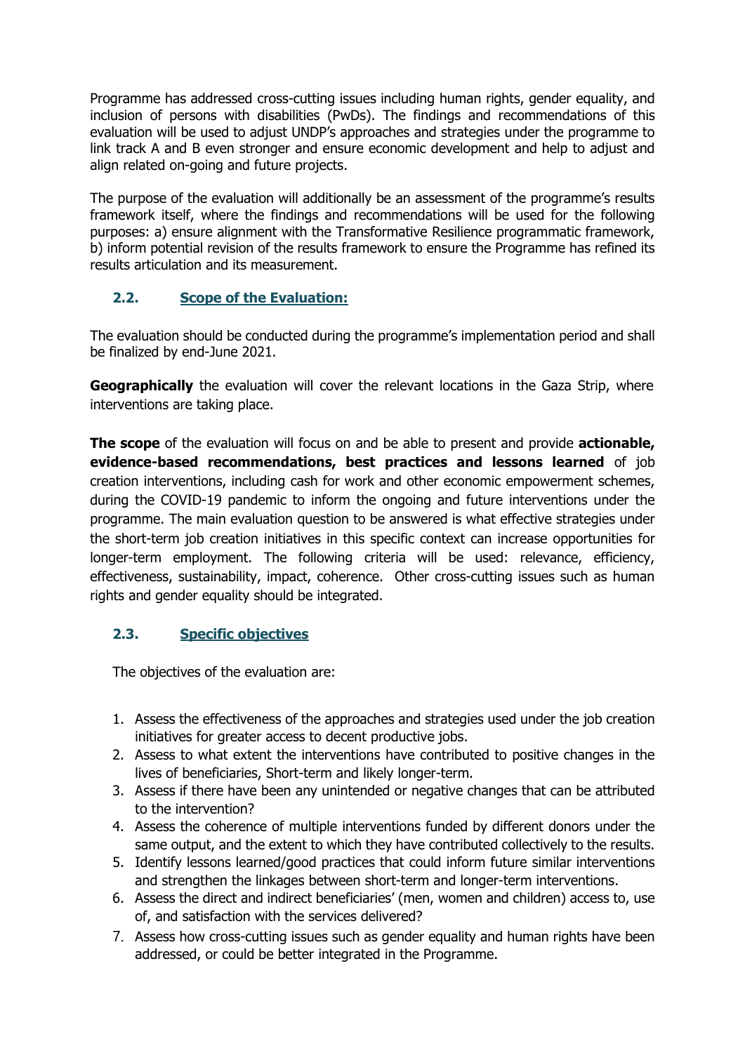Programme has addressed cross-cutting issues including human rights, gender equality, and inclusion of persons with disabilities (PwDs). The findings and recommendations of this evaluation will be used to adjust UNDP's approaches and strategies under the programme to link track A and B even stronger and ensure economic development and help to adjust and align related on-going and future projects.

The purpose of the evaluation will additionally be an assessment of the programme's results framework itself, where the findings and recommendations will be used for the following purposes: a) ensure alignment with the Transformative Resilience programmatic framework, b) inform potential revision of the results framework to ensure the Programme has refined its results articulation and its measurement.

### 2.2. Scope of the Evaluation:

The evaluation should be conducted during the programme's implementation period and shall be finalized by end-June 2021.

**Geographically** the evaluation will cover the relevant locations in the Gaza Strip, where interventions are taking place.

**The scope** of the evaluation will focus on and be able to present and provide **actionable, evidence-based recommendations, best practices and lessons learned** of job creation interventions, including cash for work and other economic empowerment schemes, during the COVID-19 pandemic to inform the ongoing and future interventions under the programme. The main evaluation question to be answered is what effective strategies under the short-term job creation initiatives in this specific context can increase opportunities for longer-term employment. The following criteria will be used: relevance, efficiency, effectiveness, sustainability, impact, coherence. Other cross-cutting issues such as human rights and gender equality should be integrated.

### 2.3. Specific objectives

The objectives of the evaluation are:

1. Assess the effectiveness of the approaches and strategies used under the job creation initiatives for greater access to decent productive jobs.
2. Assess to what extent the interventions have contributed to positive changes in the lives of beneficiaries, Short-term and likely longer-term.
3. Assess if there have been any unintended or negative changes that can be attributed to the intervention?
4. Assess the coherence of multiple interventions funded by different donors under the same output, and the extent to which they have contributed collectively to the results.
5. Identify lessons learned/good practices that could inform future similar interventions and strengthen the linkages between short-term and longer-term interventions.
6. Assess the direct and indirect beneficiaries' (men, women and children) access to, use of, and satisfaction with the services delivered?
7. Assess how cross-cutting issues such as gender equality and human rights have been addressed, or could be better integrated in the Programme.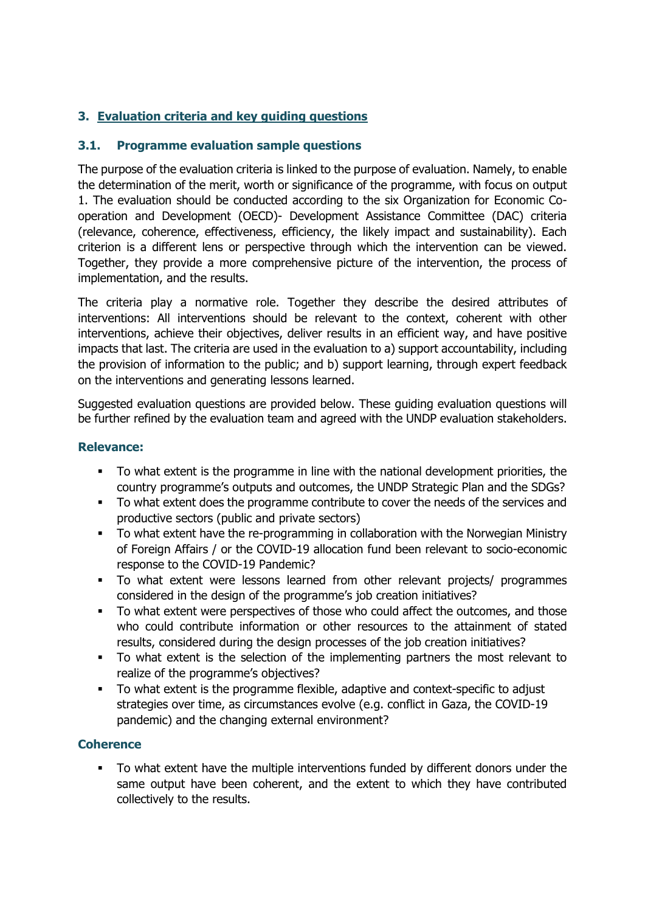## 3. Evaluation criteria and key guiding questions

### 3.1. Programme evaluation sample questions

The purpose of the evaluation criteria is linked to the purpose of evaluation. Namely, to enable the determination of the merit, worth or significance of the programme, with focus on output 1. The evaluation should be conducted according to the six Organization for Economic Co-operation and Development (OECD)- Development Assistance Committee (DAC) criteria (relevance, coherence, effectiveness, efficiency, the likely impact and sustainability). Each criterion is a different lens or perspective through which the intervention can be viewed. Together, they provide a more comprehensive picture of the intervention, the process of implementation, and the results.

The criteria play a normative role. Together they describe the desired attributes of interventions: All interventions should be relevant to the context, coherent with other interventions, achieve their objectives, deliver results in an efficient way, and have positive impacts that last. The criteria are used in the evaluation to a) support accountability, including the provision of information to the public; and b) support learning, through expert feedback on the interventions and generating lessons learned.

Suggested evaluation questions are provided below. These guiding evaluation questions will be further refined by the evaluation team and agreed with the UNDP evaluation stakeholders.

#### Relevance:

- To what extent is the programme in line with the national development priorities, the country programme's outputs and outcomes, the UNDP Strategic Plan and the SDGs?
- To what extent does the programme contribute to cover the needs of the services and productive sectors (public and private sectors)
- To what extent have the re-programming in collaboration with the Norwegian Ministry of Foreign Affairs / or the COVID-19 allocation fund been relevant to socio-economic response to the COVID-19 Pandemic?
- To what extent were lessons learned from other relevant projects/ programmes considered in the design of the programme's job creation initiatives?
- To what extent were perspectives of those who could affect the outcomes, and those who could contribute information or other resources to the attainment of stated results, considered during the design processes of the job creation initiatives?
- To what extent is the selection of the implementing partners the most relevant to realize of the programme's objectives?
- To what extent is the programme flexible, adaptive and context-specific to adjust strategies over time, as circumstances evolve (e.g. conflict in Gaza, the COVID-19 pandemic) and the changing external environment?

#### Coherence

- To what extent have the multiple interventions funded by different donors under the same output have been coherent, and the extent to which they have contributed collectively to the results.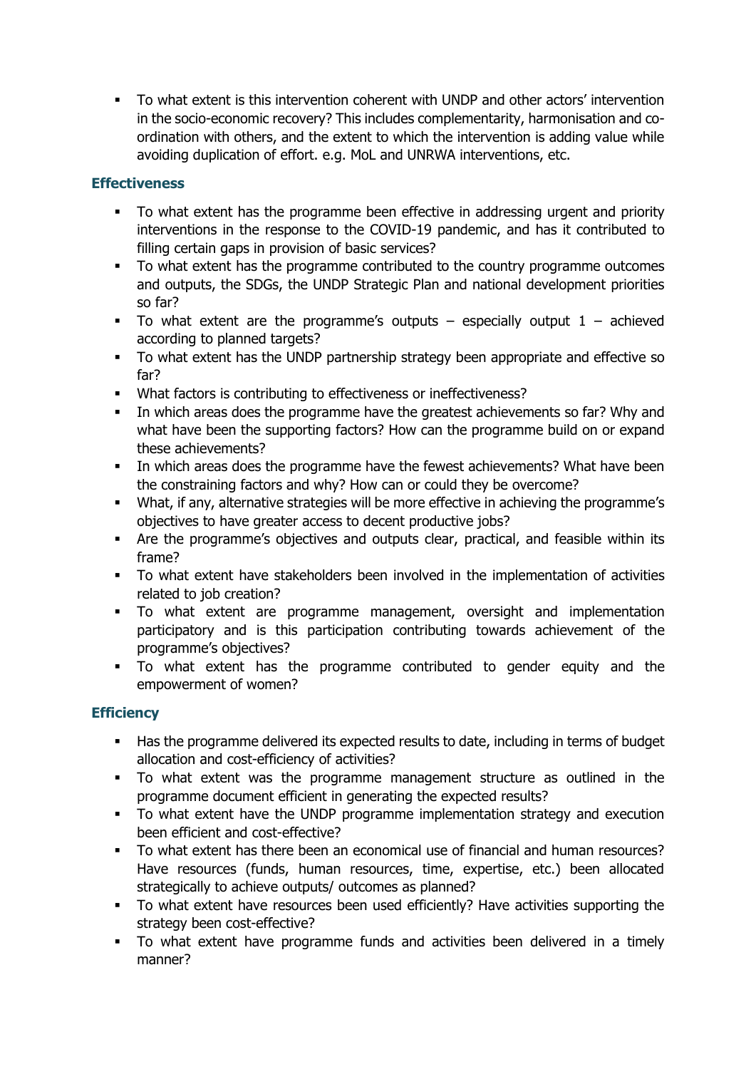- To what extent is this intervention coherent with UNDP and other actors' intervention in the socio-economic recovery? This includes complementarity, harmonisation and co-ordination with others, and the extent to which the intervention is adding value while avoiding duplication of effort. e.g. MoL and UNRWA interventions, etc.

### Effectiveness

- To what extent has the programme been effective in addressing urgent and priority interventions in the response to the COVID-19 pandemic, and has it contributed to filling certain gaps in provision of basic services?
- To what extent has the programme contributed to the country programme outcomes and outputs, the SDGs, the UNDP Strategic Plan and national development priorities so far?
- To what extent are the programme's outputs – especially output 1 – achieved according to planned targets?
- To what extent has the UNDP partnership strategy been appropriate and effective so far?
- What factors is contributing to effectiveness or ineffectiveness?
- In which areas does the programme have the greatest achievements so far? Why and what have been the supporting factors? How can the programme build on or expand these achievements?
- In which areas does the programme have the fewest achievements? What have been the constraining factors and why? How can or could they be overcome?
- What, if any, alternative strategies will be more effective in achieving the programme's objectives to have greater access to decent productive jobs?
- Are the programme's objectives and outputs clear, practical, and feasible within its frame?
- To what extent have stakeholders been involved in the implementation of activities related to job creation?
- To what extent are programme management, oversight and implementation participatory and is this participation contributing towards achievement of the programme's objectives?
- To what extent has the programme contributed to gender equity and the empowerment of women?

### Efficiency

- Has the programme delivered its expected results to date, including in terms of budget allocation and cost-efficiency of activities?
- To what extent was the programme management structure as outlined in the programme document efficient in generating the expected results?
- To what extent have the UNDP programme implementation strategy and execution been efficient and cost-effective?
- To what extent has there been an economical use of financial and human resources? Have resources (funds, human resources, time, expertise, etc.) been allocated strategically to achieve outputs/ outcomes as planned?
- To what extent have resources been used efficiently? Have activities supporting the strategy been cost-effective?
- To what extent have programme funds and activities been delivered in a timely manner?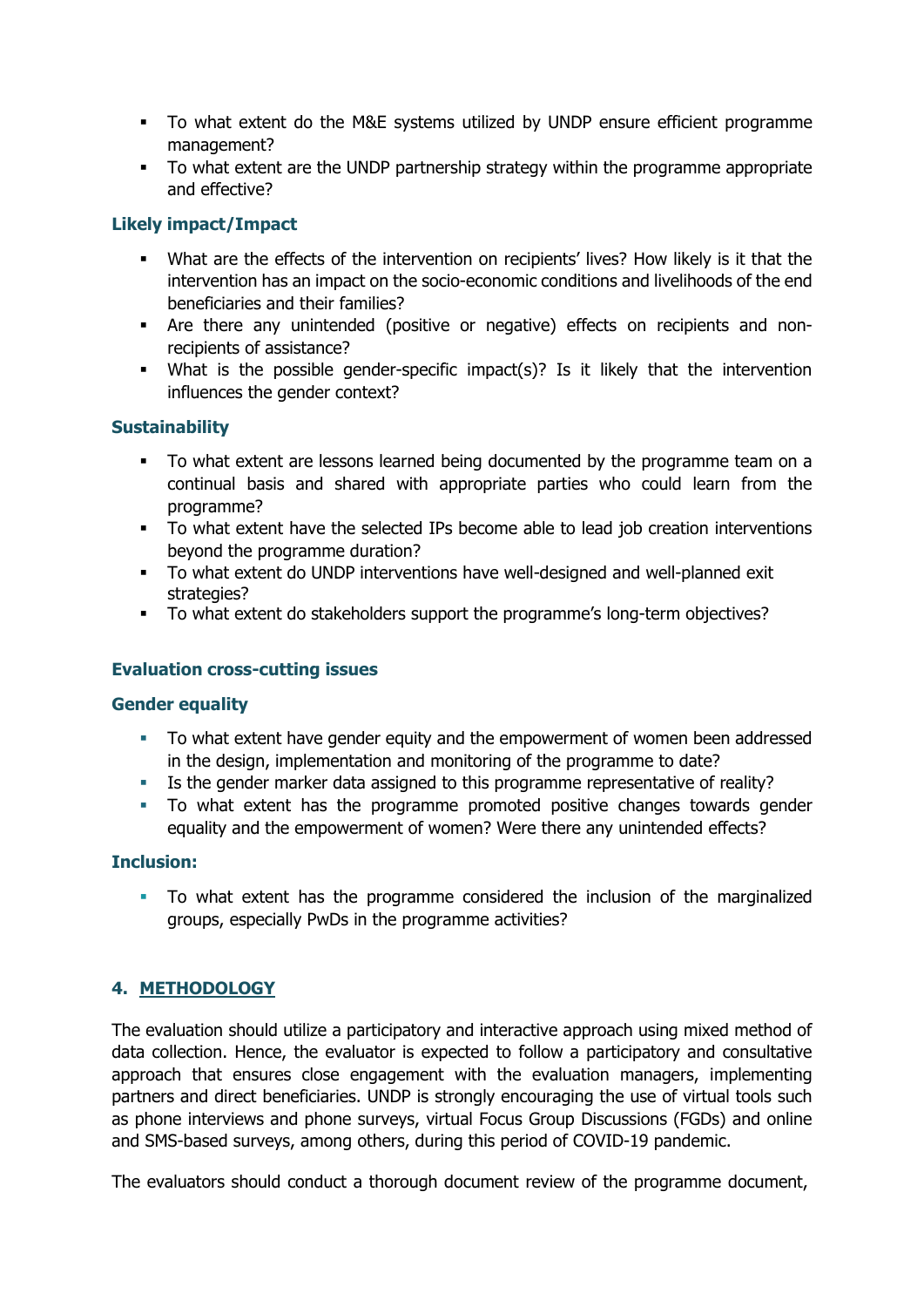- To what extent do the M&E systems utilized by UNDP ensure efficient programme management?
- To what extent are the UNDP partnership strategy within the programme appropriate and effective?

### Likely impact/Impact

- What are the effects of the intervention on recipients' lives? How likely is it that the intervention has an impact on the socio-economic conditions and livelihoods of the end beneficiaries and their families?
- Are there any unintended (positive or negative) effects on recipients and non-recipients of assistance?
- What is the possible gender-specific impact(s)? Is it likely that the intervention influences the gender context?

### Sustainability

- To what extent are lessons learned being documented by the programme team on a continual basis and shared with appropriate parties who could learn from the programme?
- To what extent have the selected IPs become able to lead job creation interventions beyond the programme duration?
- To what extent do UNDP interventions have well-designed and well-planned exit strategies?
- To what extent do stakeholders support the programme's long-term objectives?

### Evaluation cross-cutting issues

### Gender equality

- To what extent have gender equity and the empowerment of women been addressed in the design, implementation and monitoring of the programme to date?
- Is the gender marker data assigned to this programme representative of reality?
- To what extent has the programme promoted positive changes towards gender equality and the empowerment of women? Were there any unintended effects?

### Inclusion:

- To what extent has the programme considered the inclusion of the marginalized groups, especially PwDs in the programme activities?

## 4. METHODOLOGY

The evaluation should utilize a participatory and interactive approach using mixed method of data collection. Hence, the evaluator is expected to follow a participatory and consultative approach that ensures close engagement with the evaluation managers, implementing partners and direct beneficiaries. UNDP is strongly encouraging the use of virtual tools such as phone interviews and phone surveys, virtual Focus Group Discussions (FGDs) and online and SMS-based surveys, among others, during this period of COVID-19 pandemic.

The evaluators should conduct a thorough document review of the programme document,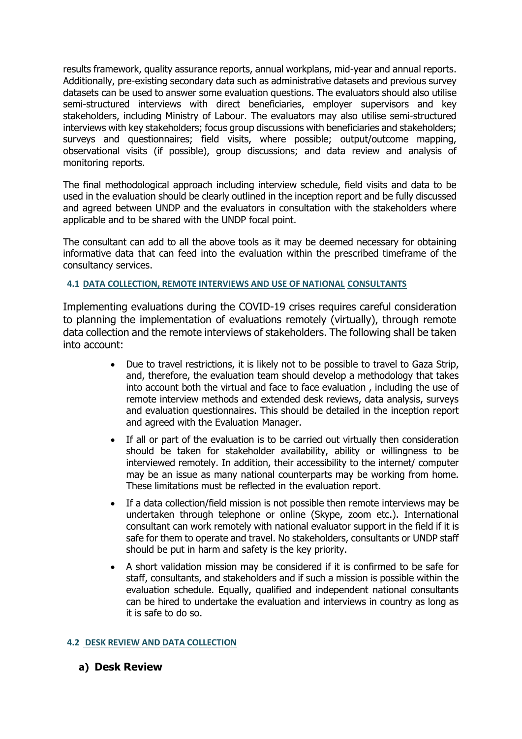results framework, quality assurance reports, annual workplans, mid-year and annual reports. Additionally, pre-existing secondary data such as administrative datasets and previous survey datasets can be used to answer some evaluation questions. The evaluators should also utilise semi-structured interviews with direct beneficiaries, employer supervisors and key stakeholders, including Ministry of Labour. The evaluators may also utilise semi-structured interviews with key stakeholders; focus group discussions with beneficiaries and stakeholders; surveys and questionnaires; field visits, where possible; output/outcome mapping, observational visits (if possible), group discussions; and data review and analysis of monitoring reports.

The final methodological approach including interview schedule, field visits and data to be used in the evaluation should be clearly outlined in the inception report and be fully discussed and agreed between UNDP and the evaluators in consultation with the stakeholders where applicable and to be shared with the UNDP focal point.

The consultant can add to all the above tools as it may be deemed necessary for obtaining informative data that can feed into the evaluation within the prescribed timeframe of the consultancy services.

#### 4.1 DATA COLLECTION, REMOTE INTERVIEWS AND USE OF NATIONAL CONSULTANTS

Implementing evaluations during the COVID-19 crises requires careful consideration to planning the implementation of evaluations remotely (virtually), through remote data collection and the remote interviews of stakeholders. The following shall be taken into account:

- Due to travel restrictions, it is likely not to be possible to travel to Gaza Strip, and, therefore, the evaluation team should develop a methodology that takes into account both the virtual and face to face evaluation , including the use of remote interview methods and extended desk reviews, data analysis, surveys and evaluation questionnaires. This should be detailed in the inception report and agreed with the Evaluation Manager.
- If all or part of the evaluation is to be carried out virtually then consideration should be taken for stakeholder availability, ability or willingness to be interviewed remotely. In addition, their accessibility to the internet/ computer may be an issue as many national counterparts may be working from home. These limitations must be reflected in the evaluation report.
- If a data collection/field mission is not possible then remote interviews may be undertaken through telephone or online (Skype, zoom etc.). International consultant can work remotely with national evaluator support in the field if it is safe for them to operate and travel. No stakeholders, consultants or UNDP staff should be put in harm and safety is the key priority.
- A short validation mission may be considered if it is confirmed to be safe for staff, consultants, and stakeholders and if such a mission is possible within the evaluation schedule. Equally, qualified and independent national consultants can be hired to undertake the evaluation and interviews in country as long as it is safe to do so.

#### 4.2 DESK REVIEW AND DATA COLLECTION

### a) Desk Review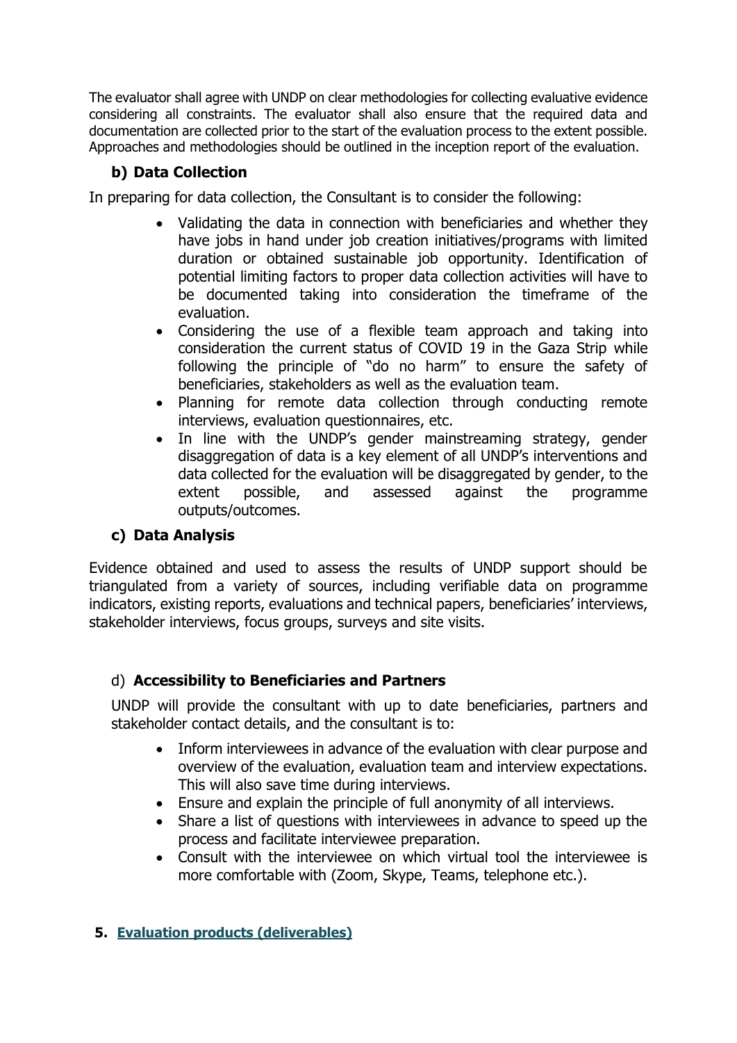The evaluator shall agree with UNDP on clear methodologies for collecting evaluative evidence considering all constraints. The evaluator shall also ensure that the required data and documentation are collected prior to the start of the evaluation process to the extent possible. Approaches and methodologies should be outlined in the inception report of the evaluation.

### b) Data Collection

In preparing for data collection, the Consultant is to consider the following:

- Validating the data in connection with beneficiaries and whether they have jobs in hand under job creation initiatives/programs with limited duration or obtained sustainable job opportunity. Identification of potential limiting factors to proper data collection activities will have to be documented taking into consideration the timeframe of the evaluation.
- Considering the use of a flexible team approach and taking into consideration the current status of COVID 19 in the Gaza Strip while following the principle of "do no harm" to ensure the safety of beneficiaries, stakeholders as well as the evaluation team.
- Planning for remote data collection through conducting remote interviews, evaluation questionnaires, etc.
- In line with the UNDP's gender mainstreaming strategy, gender disaggregation of data is a key element of all UNDP's interventions and data collected for the evaluation will be disaggregated by gender, to the extent possible, and assessed against the programme outputs/outcomes.

### c) Data Analysis

Evidence obtained and used to assess the results of UNDP support should be triangulated from a variety of sources, including verifiable data on programme indicators, existing reports, evaluations and technical papers, beneficiaries' interviews, stakeholder interviews, focus groups, surveys and site visits.

### d) **Accessibility to Beneficiaries and Partners**

UNDP will provide the consultant with up to date beneficiaries, partners and stakeholder contact details, and the consultant is to:

- Inform interviewees in advance of the evaluation with clear purpose and overview of the evaluation, evaluation team and interview expectations. This will also save time during interviews.
- Ensure and explain the principle of full anonymity of all interviews.
- Share a list of questions with interviewees in advance to speed up the process and facilitate interviewee preparation.
- Consult with the interviewee on which virtual tool the interviewee is more comfortable with (Zoom, Skype, Teams, telephone etc.).

## 5. Evaluation products (deliverables)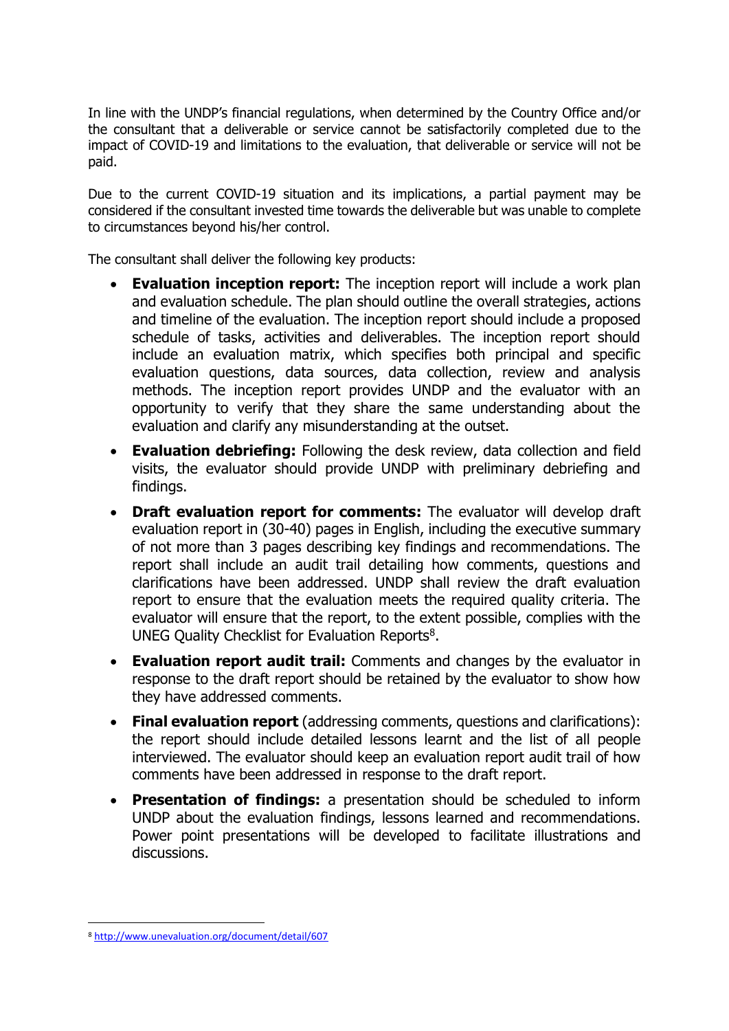In line with the UNDP's financial regulations, when determined by the Country Office and/or the consultant that a deliverable or service cannot be satisfactorily completed due to the impact of COVID-19 and limitations to the evaluation, that deliverable or service will not be paid.

Due to the current COVID-19 situation and its implications, a partial payment may be considered if the consultant invested time towards the deliverable but was unable to complete to circumstances beyond his/her control.

The consultant shall deliver the following key products:

- **Evaluation inception report:** The inception report will include a work plan and evaluation schedule. The plan should outline the overall strategies, actions and timeline of the evaluation. The inception report should include a proposed schedule of tasks, activities and deliverables. The inception report should include an evaluation matrix, which specifies both principal and specific evaluation questions, data sources, data collection, review and analysis methods. The inception report provides UNDP and the evaluator with an opportunity to verify that they share the same understanding about the evaluation and clarify any misunderstanding at the outset.
- **Evaluation debriefing:** Following the desk review, data collection and field visits, the evaluator should provide UNDP with preliminary debriefing and findings.
- **Draft evaluation report for comments:** The evaluator will develop draft evaluation report in (30-40) pages in English, including the executive summary of not more than 3 pages describing key findings and recommendations. The report shall include an audit trail detailing how comments, questions and clarifications have been addressed. UNDP shall review the draft evaluation report to ensure that the evaluation meets the required quality criteria. The evaluator will ensure that the report, to the extent possible, complies with the UNEG Quality Checklist for Evaluation Reports[8].
- **Evaluation report audit trail:** Comments and changes by the evaluator in response to the draft report should be retained by the evaluator to show how they have addressed comments.
- **Final evaluation report** (addressing comments, questions and clarifications): the report should include detailed lessons learnt and the list of all people interviewed. The evaluator should keep an evaluation report audit trail of how comments have been addressed in response to the draft report.
- **Presentation of findings:** a presentation should be scheduled to inform UNDP about the evaluation findings, lessons learned and recommendations. Power point presentations will be developed to facilitate illustrations and discussions.

---

[8] http://www.unevaluation.org/document/detail/607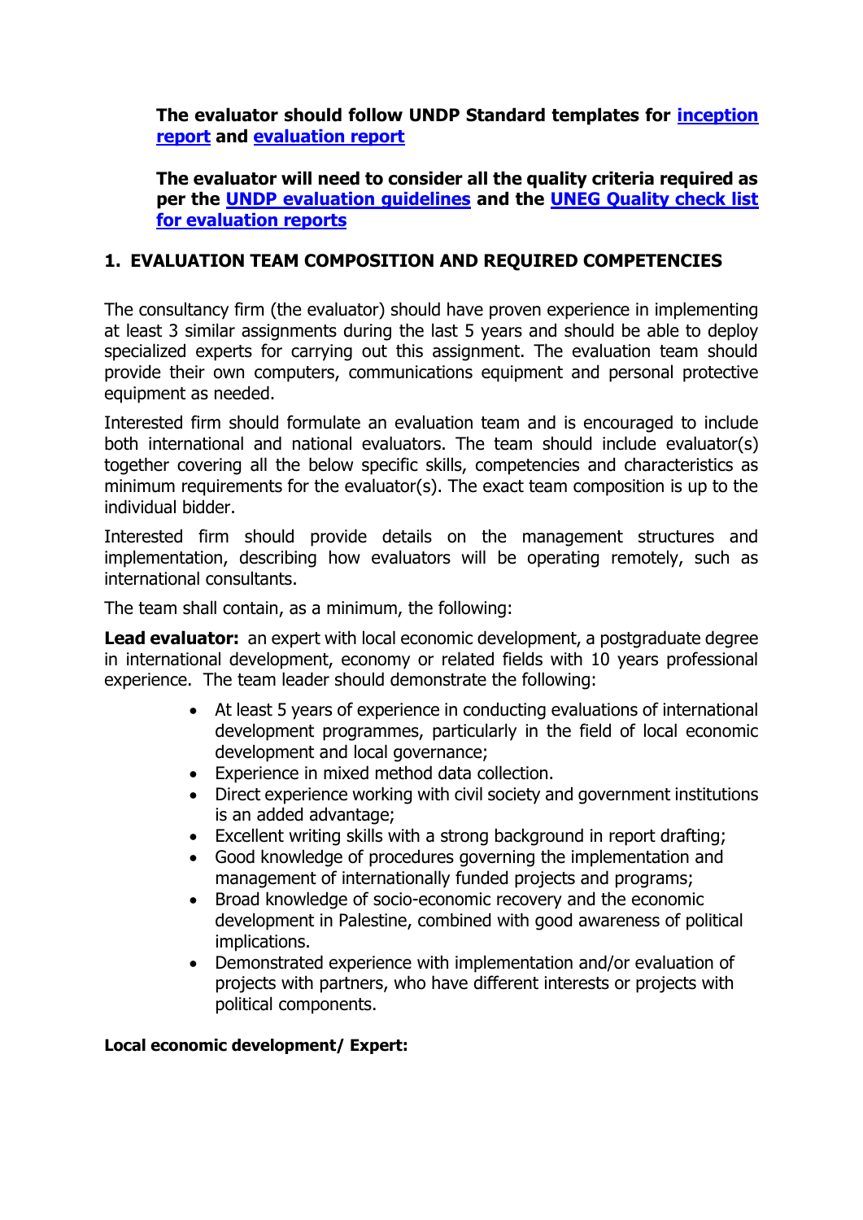**The evaluator should follow UNDP Standard templates for inception report and evaluation report**

**The evaluator will need to consider all the quality criteria required as per the UNDP evaluation guidelines and the UNEG Quality check list for evaluation reports**

## 1. EVALUATION TEAM COMPOSITION AND REQUIRED COMPETENCIES

The consultancy firm (the evaluator) should have proven experience in implementing at least 3 similar assignments during the last 5 years and should be able to deploy specialized experts for carrying out this assignment. The evaluation team should provide their own computers, communications equipment and personal protective equipment as needed.

Interested firm should formulate an evaluation team and is encouraged to include both international and national evaluators. The team should include evaluator(s) together covering all the below specific skills, competencies and characteristics as minimum requirements for the evaluator(s). The exact team composition is up to the individual bidder.

Interested firm should provide details on the management structures and implementation, describing how evaluators will be operating remotely, such as international consultants.

The team shall contain, as a minimum, the following:

**Lead evaluator:** an expert with local economic development, a postgraduate degree in international development, economy or related fields with 10 years professional experience. The team leader should demonstrate the following:

- At least 5 years of experience in conducting evaluations of international development programmes, particularly in the field of local economic development and local governance;
- Experience in mixed method data collection.
- Direct experience working with civil society and government institutions is an added advantage;
- Excellent writing skills with a strong background in report drafting;
- Good knowledge of procedures governing the implementation and management of internationally funded projects and programs;
- Broad knowledge of socio-economic recovery and the economic development in Palestine, combined with good awareness of political implications.
- Demonstrated experience with implementation and/or evaluation of projects with partners, who have different interests or projects with political components.

**Local economic development/ Expert:**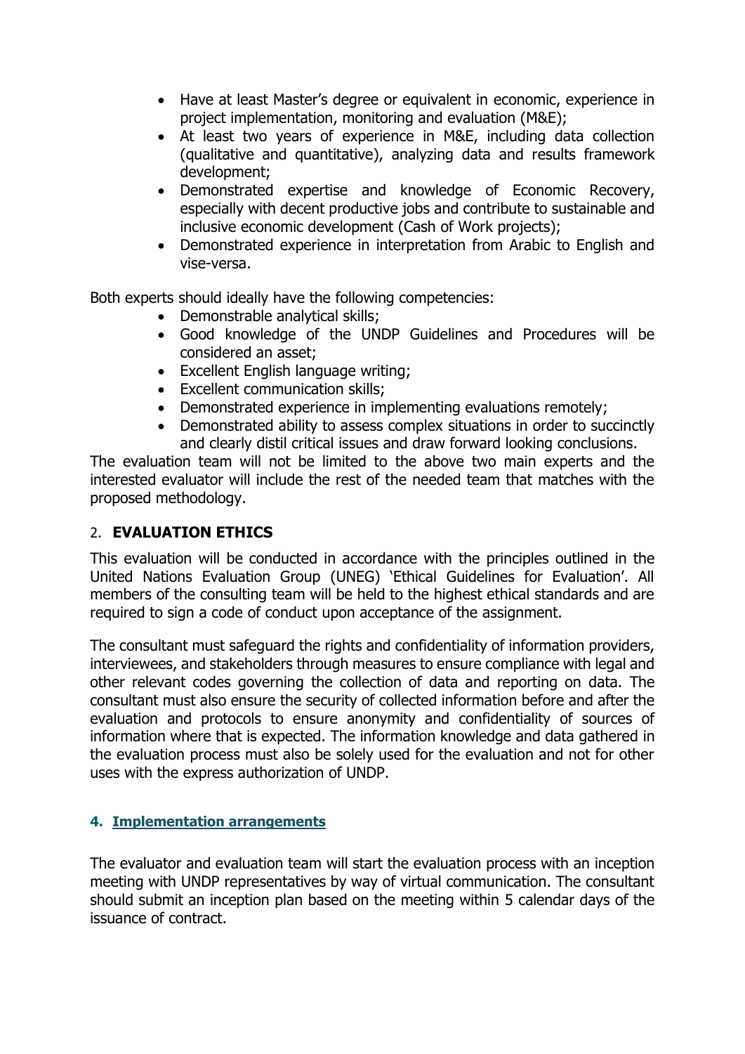- Have at least Master's degree or equivalent in economic, experience in project implementation, monitoring and evaluation (M&E);
- At least two years of experience in M&E, including data collection (qualitative and quantitative), analyzing data and results framework development;
- Demonstrated expertise and knowledge of Economic Recovery, especially with decent productive jobs and contribute to sustainable and inclusive economic development (Cash of Work projects);
- Demonstrated experience in interpretation from Arabic to English and vise-versa.

Both experts should ideally have the following competencies:

- Demonstrable analytical skills;
- Good knowledge of the UNDP Guidelines and Procedures will be considered an asset;
- Excellent English language writing;
- Excellent communication skills;
- Demonstrated experience in implementing evaluations remotely;
- Demonstrated ability to assess complex situations in order to succinctly and clearly distil critical issues and draw forward looking conclusions.

The evaluation team will not be limited to the above two main experts and the interested evaluator will include the rest of the needed team that matches with the proposed methodology.

## 2. EVALUATION ETHICS

This evaluation will be conducted in accordance with the principles outlined in the United Nations Evaluation Group (UNEG) 'Ethical Guidelines for Evaluation'. All members of the consulting team will be held to the highest ethical standards and are required to sign a code of conduct upon acceptance of the assignment.

The consultant must safeguard the rights and confidentiality of information providers, interviewees, and stakeholders through measures to ensure compliance with legal and other relevant codes governing the collection of data and reporting on data. The consultant must also ensure the security of collected information before and after the evaluation and protocols to ensure anonymity and confidentiality of sources of information where that is expected. The information knowledge and data gathered in the evaluation process must also be solely used for the evaluation and not for other uses with the express authorization of UNDP.

## 4. Implementation arrangements

The evaluator and evaluation team will start the evaluation process with an inception meeting with UNDP representatives by way of virtual communication. The consultant should submit an inception plan based on the meeting within 5 calendar days of the issuance of contract.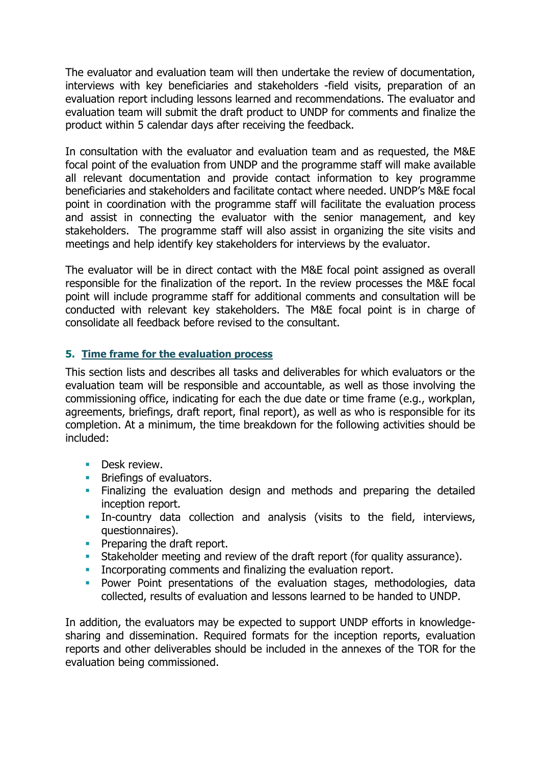The evaluator and evaluation team will then undertake the review of documentation, interviews with key beneficiaries and stakeholders -field visits, preparation of an evaluation report including lessons learned and recommendations. The evaluator and evaluation team will submit the draft product to UNDP for comments and finalize the product within 5 calendar days after receiving the feedback.

In consultation with the evaluator and evaluation team and as requested, the M&E focal point of the evaluation from UNDP and the programme staff will make available all relevant documentation and provide contact information to key programme beneficiaries and stakeholders and facilitate contact where needed. UNDP's M&E focal point in coordination with the programme staff will facilitate the evaluation process and assist in connecting the evaluator with the senior management, and key stakeholders. The programme staff will also assist in organizing the site visits and meetings and help identify key stakeholders for interviews by the evaluator.

The evaluator will be in direct contact with the M&E focal point assigned as overall responsible for the finalization of the report. In the review processes the M&E focal point will include programme staff for additional comments and consultation will be conducted with relevant key stakeholders. The M&E focal point is in charge of consolidate all feedback before revised to the consultant.

## 5. Time frame for the evaluation process

This section lists and describes all tasks and deliverables for which evaluators or the evaluation team will be responsible and accountable, as well as those involving the commissioning office, indicating for each the due date or time frame (e.g., workplan, agreements, briefings, draft report, final report), as well as who is responsible for its completion. At a minimum, the time breakdown for the following activities should be included:

- Desk review.
- Briefings of evaluators.
- Finalizing the evaluation design and methods and preparing the detailed inception report.
- In-country data collection and analysis (visits to the field, interviews, questionnaires).
- Preparing the draft report.
- Stakeholder meeting and review of the draft report (for quality assurance).
- Incorporating comments and finalizing the evaluation report.
- Power Point presentations of the evaluation stages, methodologies, data collected, results of evaluation and lessons learned to be handed to UNDP.

In addition, the evaluators may be expected to support UNDP efforts in knowledge-sharing and dissemination. Required formats for the inception reports, evaluation reports and other deliverables should be included in the annexes of the TOR for the evaluation being commissioned.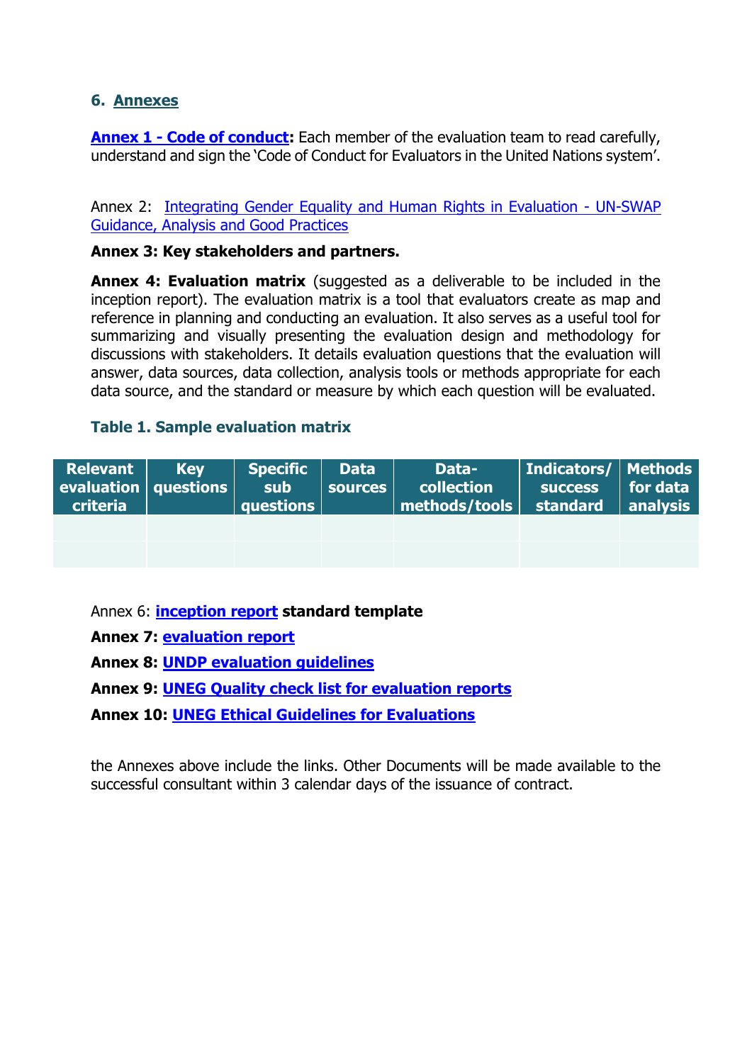## 6. Annexes

**Annex 1 - Code of conduct:** Each member of the evaluation team to read carefully, understand and sign the 'Code of Conduct for Evaluators in the United Nations system'.

Annex 2: Integrating Gender Equality and Human Rights in Evaluation - UN-SWAP Guidance, Analysis and Good Practices

**Annex 3: Key stakeholders and partners.**

**Annex 4: Evaluation matrix** (suggested as a deliverable to be included in the inception report). The evaluation matrix is a tool that evaluators create as map and reference in planning and conducting an evaluation. It also serves as a useful tool for summarizing and visually presenting the evaluation design and methodology for discussions with stakeholders. It details evaluation questions that the evaluation will answer, data sources, data collection, analysis tools or methods appropriate for each data source, and the standard or measure by which each question will be evaluated.

**Table 1. Sample evaluation matrix**

| Relevant evaluation criteria | Key questions | Specific sub questions | Data sources | Data-collection methods/tools | Indicators/ success standard | Methods for data analysis |
|---|---|---|---|---|---|---|
| | | | | | | |
| | | | | | | |

Annex 6: **inception report standard template**

**Annex 7: evaluation report**

**Annex 8: UNDP evaluation guidelines**

**Annex 9: UNEG Quality check list for evaluation reports**

**Annex 10: UNEG Ethical Guidelines for Evaluations**

the Annexes above include the links. Other Documents will be made available to the successful consultant within 3 calendar days of the issuance of contract.